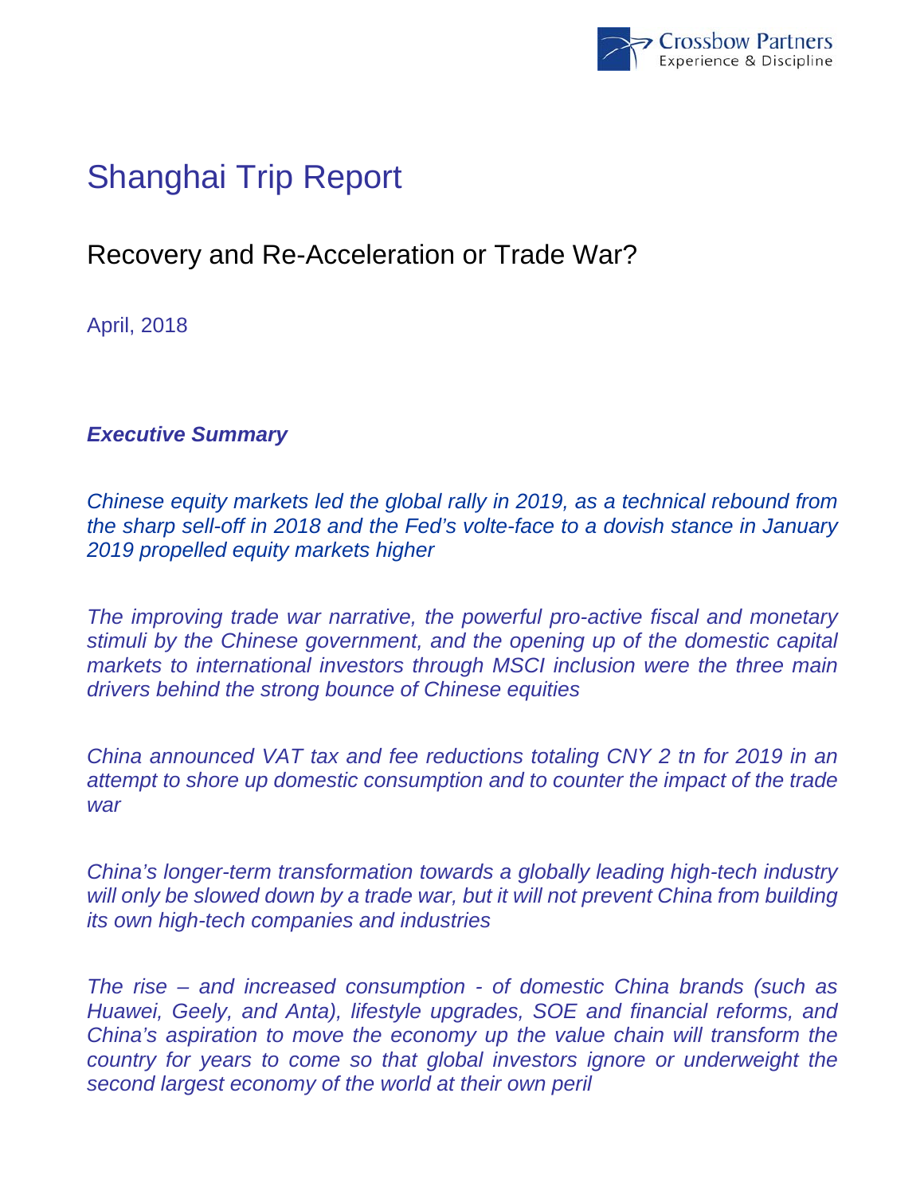# Shanghai Trip Report

## Recovery and Re-Acceleration or Trade War?

April, 2018

***Executive Summary***

*Chinese equity markets led the global rally in 2019, as a technical rebound from the sharp sell-off in 2018 and the Fed's volte-face to a dovish stance in January 2019 propelled equity markets higher*

*The improving trade war narrative, the powerful pro-active fiscal and monetary stimuli by the Chinese government, and the opening up of the domestic capital markets to international investors through MSCI inclusion were the three main drivers behind the strong bounce of Chinese equities*

*China announced VAT tax and fee reductions totaling CNY 2 tn for 2019 in an attempt to shore up domestic consumption and to counter the impact of the trade war*

*China's longer-term transformation towards a globally leading high-tech industry will only be slowed down by a trade war, but it will not prevent China from building its own high-tech companies and industries*

*The rise – and increased consumption - of domestic China brands (such as Huawei, Geely, and Anta), lifestyle upgrades, SOE and financial reforms, and China's aspiration to move the economy up the value chain will transform the country for years to come so that global investors ignore or underweight the second largest economy of the world at their own peril*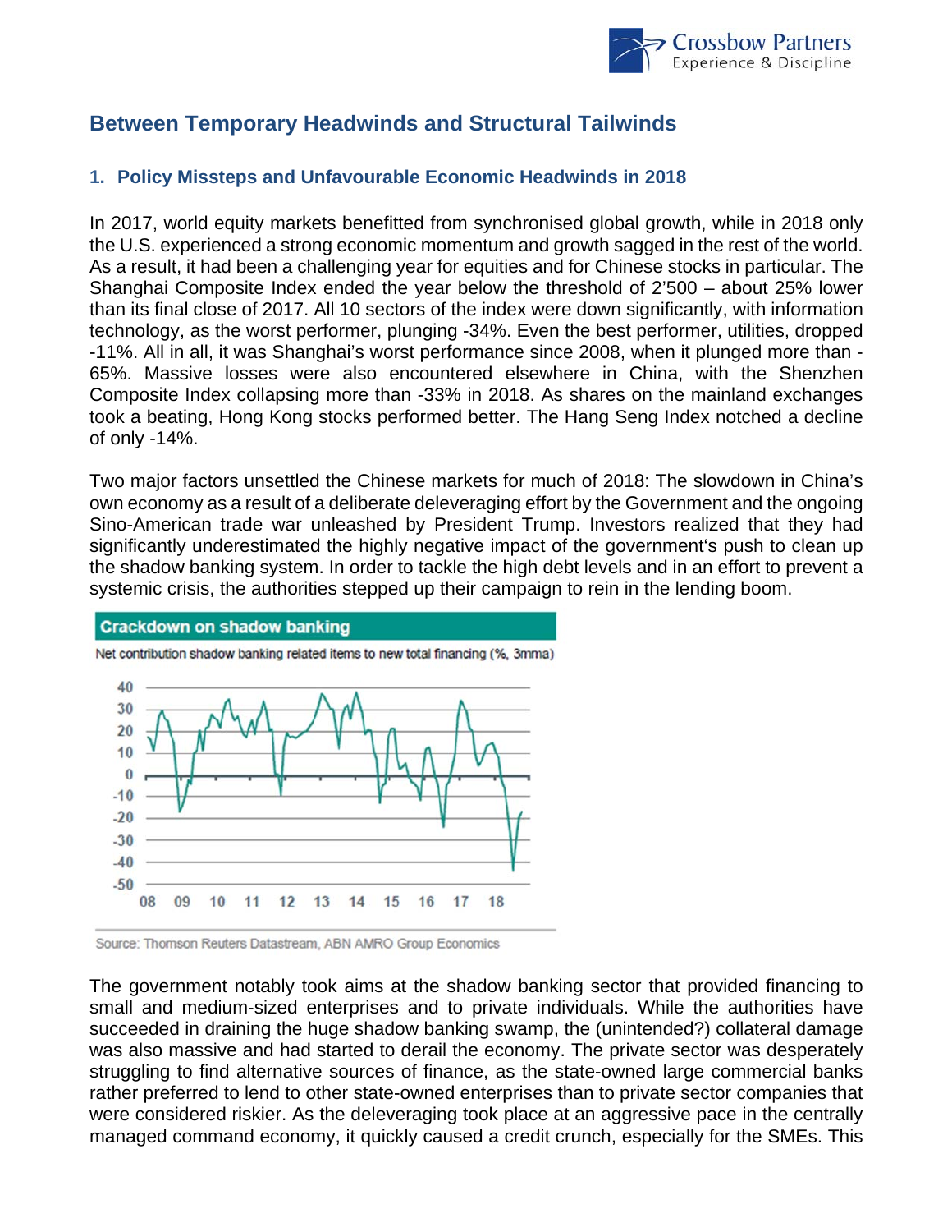## Between Temporary Headwinds and Structural Tailwinds

### 1. Policy Missteps and Unfavourable Economic Headwinds in 2018

In 2017, world equity markets benefitted from synchronised global growth, while in 2018 only the U.S. experienced a strong economic momentum and growth sagged in the rest of the world. As a result, it had been a challenging year for equities and for Chinese stocks in particular. The Shanghai Composite Index ended the year below the threshold of 2'500 – about 25% lower than its final close of 2017. All 10 sectors of the index were down significantly, with information technology, as the worst performer, plunging -34%. Even the best performer, utilities, dropped -11%. All in all, it was Shanghai's worst performance since 2008, when it plunged more than -65%. Massive losses were also encountered elsewhere in China, with the Shenzhen Composite Index collapsing more than -33% in 2018. As shares on the mainland exchanges took a beating, Hong Kong stocks performed better. The Hang Seng Index notched a decline of only -14%.

Two major factors unsettled the Chinese markets for much of 2018: The slowdown in China's own economy as a result of a deliberate deleveraging effort by the Government and the ongoing Sino-American trade war unleashed by President Trump. Investors realized that they had significantly underestimated the highly negative impact of the government's push to clean up the shadow banking system. In order to tackle the high debt levels and in an effort to prevent a systemic crisis, the authorities stepped up their campaign to rein in the lending boom.

**Crackdown on shadow banking**

Net contribution shadow banking related items to new total financing (%, 3mma)

Source: Thomson Reuters Datastream, ABN AMRO Group Economics

The government notably took aims at the shadow banking sector that provided financing to small and medium-sized enterprises and to private individuals. While the authorities have succeeded in draining the huge shadow banking swamp, the (unintended?) collateral damage was also massive and had started to derail the economy. The private sector was desperately struggling to find alternative sources of finance, as the state-owned large commercial banks rather preferred to lend to other state-owned enterprises than to private sector companies that were considered riskier. As the deleveraging took place at an aggressive pace in the centrally managed command economy, it quickly caused a credit crunch, especially for the SMEs. This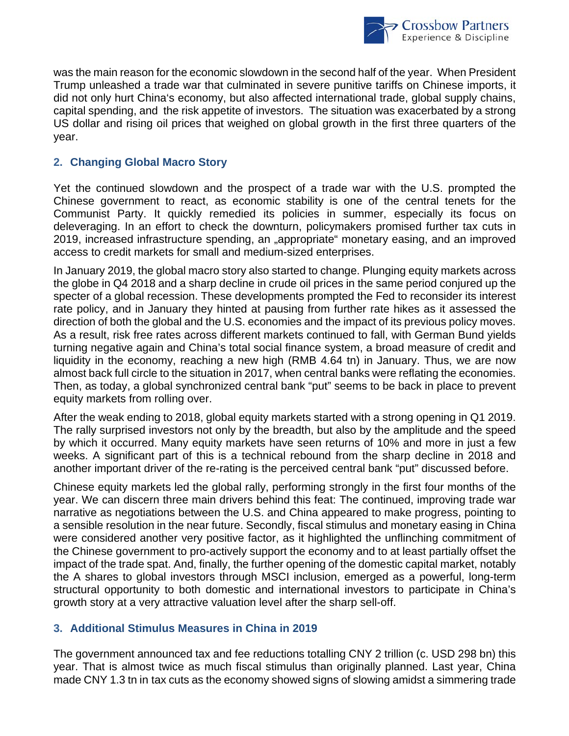was the main reason for the economic slowdown in the second half of the year. When President Trump unleashed a trade war that culminated in severe punitive tariffs on Chinese imports, it did not only hurt China's economy, but also affected international trade, global supply chains, capital spending, and the risk appetite of investors. The situation was exacerbated by a strong US dollar and rising oil prices that weighed on global growth in the first three quarters of the year.

## 2. Changing Global Macro Story

Yet the continued slowdown and the prospect of a trade war with the U.S. prompted the Chinese government to react, as economic stability is one of the central tenets for the Communist Party. It quickly remedied its policies in summer, especially its focus on deleveraging. In an effort to check the downturn, policymakers promised further tax cuts in 2019, increased infrastructure spending, an „appropriate" monetary easing, and an improved access to credit markets for small and medium-sized enterprises.

In January 2019, the global macro story also started to change. Plunging equity markets across the globe in Q4 2018 and a sharp decline in crude oil prices in the same period conjured up the specter of a global recession. These developments prompted the Fed to reconsider its interest rate policy, and in January they hinted at pausing from further rate hikes as it assessed the direction of both the global and the U.S. economies and the impact of its previous policy moves. As a result, risk free rates across different markets continued to fall, with German Bund yields turning negative again and China's total social finance system, a broad measure of credit and liquidity in the economy, reaching a new high (RMB 4.64 tn) in January. Thus, we are now almost back full circle to the situation in 2017, when central banks were reflating the economies. Then, as today, a global synchronized central bank "put" seems to be back in place to prevent equity markets from rolling over.

After the weak ending to 2018, global equity markets started with a strong opening in Q1 2019. The rally surprised investors not only by the breadth, but also by the amplitude and the speed by which it occurred. Many equity markets have seen returns of 10% and more in just a few weeks. A significant part of this is a technical rebound from the sharp decline in 2018 and another important driver of the re-rating is the perceived central bank "put" discussed before.

Chinese equity markets led the global rally, performing strongly in the first four months of the year. We can discern three main drivers behind this feat: The continued, improving trade war narrative as negotiations between the U.S. and China appeared to make progress, pointing to a sensible resolution in the near future. Secondly, fiscal stimulus and monetary easing in China were considered another very positive factor, as it highlighted the unflinching commitment of the Chinese government to pro-actively support the economy and to at least partially offset the impact of the trade spat. And, finally, the further opening of the domestic capital market, notably the A shares to global investors through MSCI inclusion, emerged as a powerful, long-term structural opportunity to both domestic and international investors to participate in China's growth story at a very attractive valuation level after the sharp sell-off.

## 3. Additional Stimulus Measures in China in 2019

The government announced tax and fee reductions totalling CNY 2 trillion (c. USD 298 bn) this year. That is almost twice as much fiscal stimulus than originally planned. Last year, China made CNY 1.3 tn in tax cuts as the economy showed signs of slowing amidst a simmering trade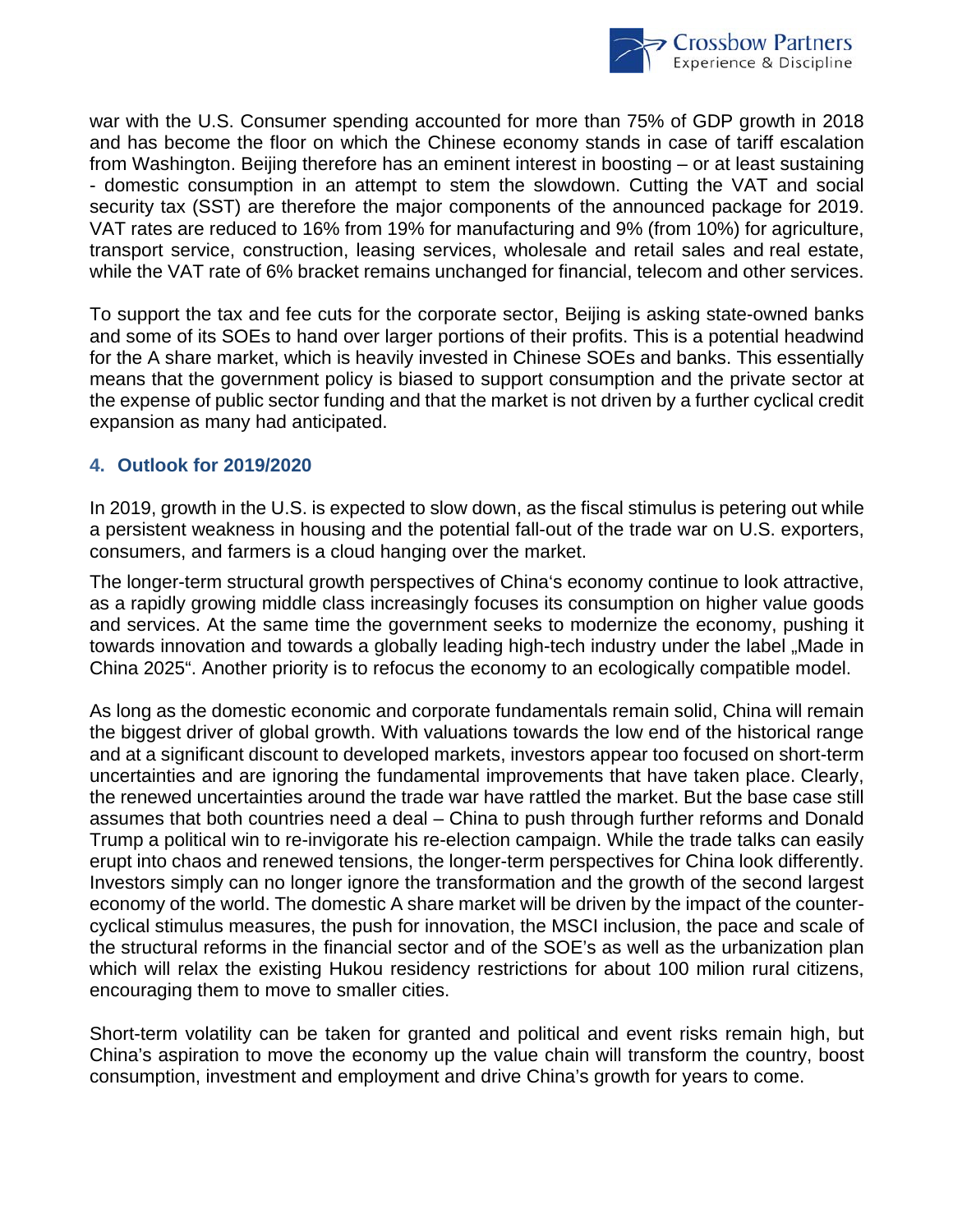war with the U.S. Consumer spending accounted for more than 75% of GDP growth in 2018 and has become the floor on which the Chinese economy stands in case of tariff escalation from Washington. Beijing therefore has an eminent interest in boosting – or at least sustaining - domestic consumption in an attempt to stem the slowdown. Cutting the VAT and social security tax (SST) are therefore the major components of the announced package for 2019. VAT rates are reduced to 16% from 19% for manufacturing and 9% (from 10%) for agriculture, transport service, construction, leasing services, wholesale and retail sales and real estate, while the VAT rate of 6% bracket remains unchanged for financial, telecom and other services.

To support the tax and fee cuts for the corporate sector, Beijing is asking state-owned banks and some of its SOEs to hand over larger portions of their profits. This is a potential headwind for the A share market, which is heavily invested in Chinese SOEs and banks. This essentially means that the government policy is biased to support consumption and the private sector at the expense of public sector funding and that the market is not driven by a further cyclical credit expansion as many had anticipated.

## 4. Outlook for 2019/2020

In 2019, growth in the U.S. is expected to slow down, as the fiscal stimulus is petering out while a persistent weakness in housing and the potential fall-out of the trade war on U.S. exporters, consumers, and farmers is a cloud hanging over the market.

The longer-term structural growth perspectives of China's economy continue to look attractive, as a rapidly growing middle class increasingly focuses its consumption on higher value goods and services. At the same time the government seeks to modernize the economy, pushing it towards innovation and towards a globally leading high-tech industry under the label „Made in China 2025". Another priority is to refocus the economy to an ecologically compatible model.

As long as the domestic economic and corporate fundamentals remain solid, China will remain the biggest driver of global growth. With valuations towards the low end of the historical range and at a significant discount to developed markets, investors appear too focused on short-term uncertainties and are ignoring the fundamental improvements that have taken place. Clearly, the renewed uncertainties around the trade war have rattled the market. But the base case still assumes that both countries need a deal – China to push through further reforms and Donald Trump a political win to re-invigorate his re-election campaign. While the trade talks can easily erupt into chaos and renewed tensions, the longer-term perspectives for China look differently. Investors simply can no longer ignore the transformation and the growth of the second largest economy of the world. The domestic A share market will be driven by the impact of the counter-cyclical stimulus measures, the push for innovation, the MSCI inclusion, the pace and scale of the structural reforms in the financial sector and of the SOE's as well as the urbanization plan which will relax the existing Hukou residency restrictions for about 100 milion rural citizens, encouraging them to move to smaller cities.

Short-term volatility can be taken for granted and political and event risks remain high, but China's aspiration to move the economy up the value chain will transform the country, boost consumption, investment and employment and drive China's growth for years to come.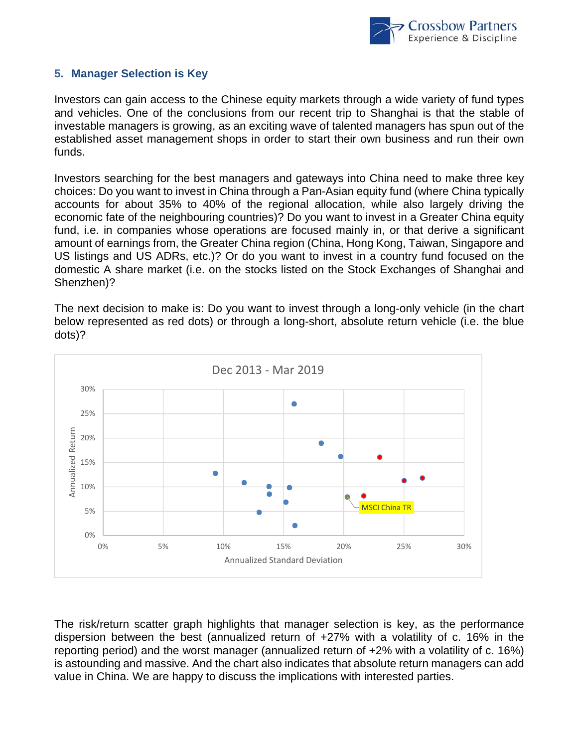## 5. Manager Selection is Key

Investors can gain access to the Chinese equity markets through a wide variety of fund types and vehicles. One of the conclusions from our recent trip to Shanghai is that the stable of investable managers is growing, as an exciting wave of talented managers has spun out of the established asset management shops in order to start their own business and run their own funds.

Investors searching for the best managers and gateways into China need to make three key choices: Do you want to invest in China through a Pan-Asian equity fund (where China typically accounts for about 35% to 40% of the regional allocation, while also largely driving the economic fate of the neighbouring countries)? Do you want to invest in a Greater China equity fund, i.e. in companies whose operations are focused mainly in, or that derive a significant amount of earnings from, the Greater China region (China, Hong Kong, Taiwan, Singapore and US listings and US ADRs, etc.)? Or do you want to invest in a country fund focused on the domestic A share market (i.e. on the stocks listed on the Stock Exchanges of Shanghai and Shenzhen)?

The next decision to make is: Do you want to invest through a long-only vehicle (in the chart below represented as red dots) or through a long-short, absolute return vehicle (i.e. the blue dots)?

Dec 2013 - Mar 2019

Annualized Return

30%
25%
20%
15%
10%
5%
0%

0%
5%
10%
15%
20%
25%
30%

Annualized Standard Deviation

MSCI China TR

The risk/return scatter graph highlights that manager selection is key, as the performance dispersion between the best (annualized return of +27% with a volatility of c. 16% in the reporting period) and the worst manager (annualized return of +2% with a volatility of c. 16%) is astounding and massive. And the chart also indicates that absolute return managers can add value in China. We are happy to discuss the implications with interested parties.